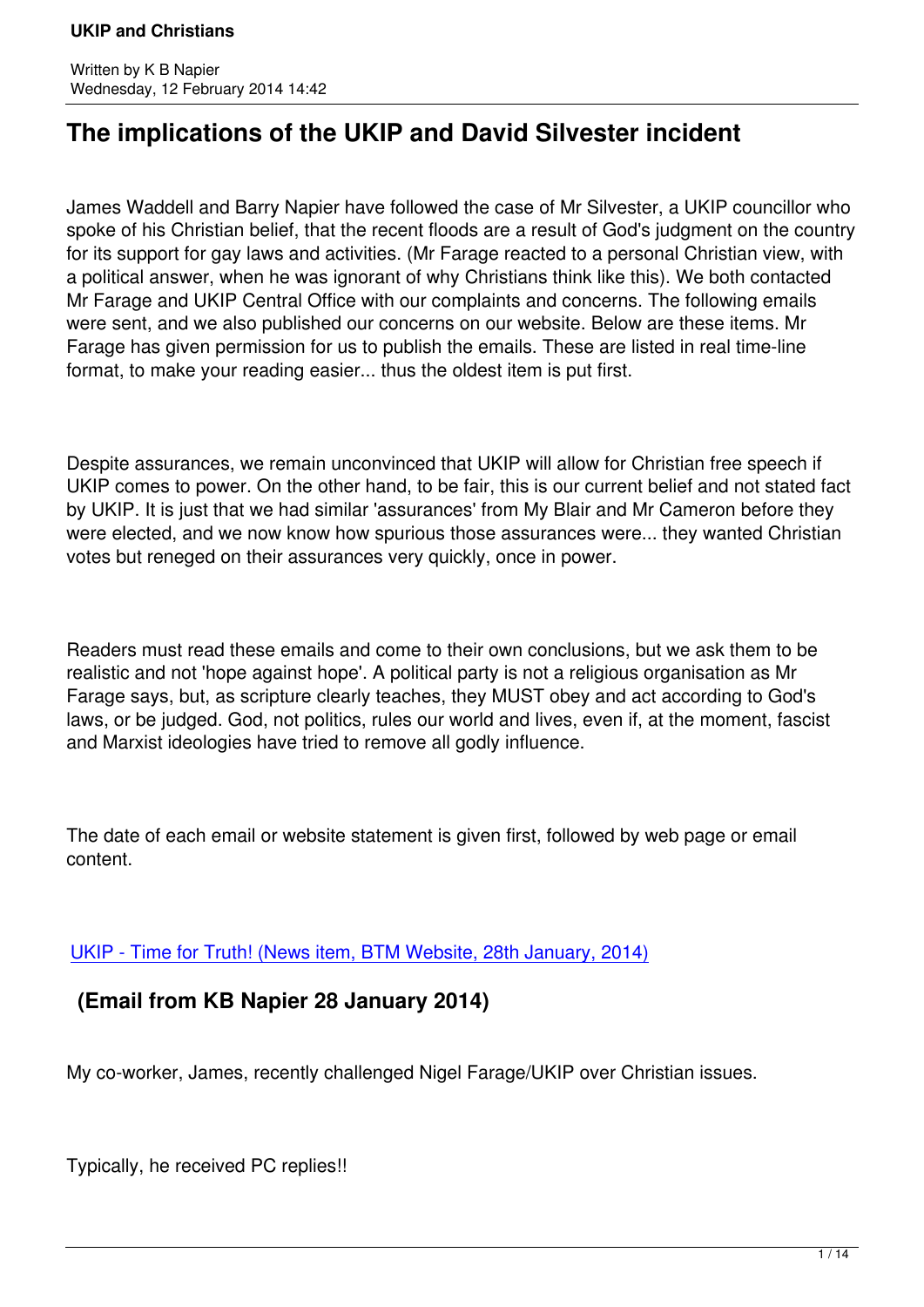# The implications of the UKIP and David Silvester incident

James Waddell and Barry Napier have followed the case of Mr Silvester, a UKIP councillor who spoke of his Christian belief, that the recent floods are a result of God's judgment on the country for its support for gay laws and activities. (Mr Farage reacted to a personal Christian view, with a political answer, when he was ignorant of why Christians think like this). We both contacted Mr Farage and UKIP Central Office with our complaints and concerns. The following emails were sent, and we also published our concerns on our website. Below are these items. Mr Farage has given permission for us to publish the emails. These are listed in real time-line format, to make your reading easier... thus the oldest item is put first.

Despite assurances, we remain unconvinced that UKIP will allow for Christian free speech if UKIP comes to power. On the other hand, to be fair, this is our current belief and not stated fact by UKIP. It is just that we had similar 'assurances' from My Blair and Mr Cameron before they were elected, and we now know how spurious those assurances were... they wanted Christian votes but reneged on their assurances very quickly, once in power.

Readers must read these emails and come to their own conclusions, but we ask them to be realistic and not 'hope against hope'. A political party is not a religious organisation as Mr Farage says, but, as scripture clearly teaches, they MUST obey and act according to God's laws, or be judged. God, not politics, rules our world and lives, even if, at the moment, fascist and Marxist ideologies have tried to remove all godly influence.

The date of each email or website statement is given first, followed by web page or email content.

UKIP - Time for Truth! (News item, BTM Website, 28th January, 2014)

## (Email from KB Napier 28 January 2014)

My co-worker, James, recently challenged Nigel Farage/UKIP over Christian issues.

Typically, he received PC replies!!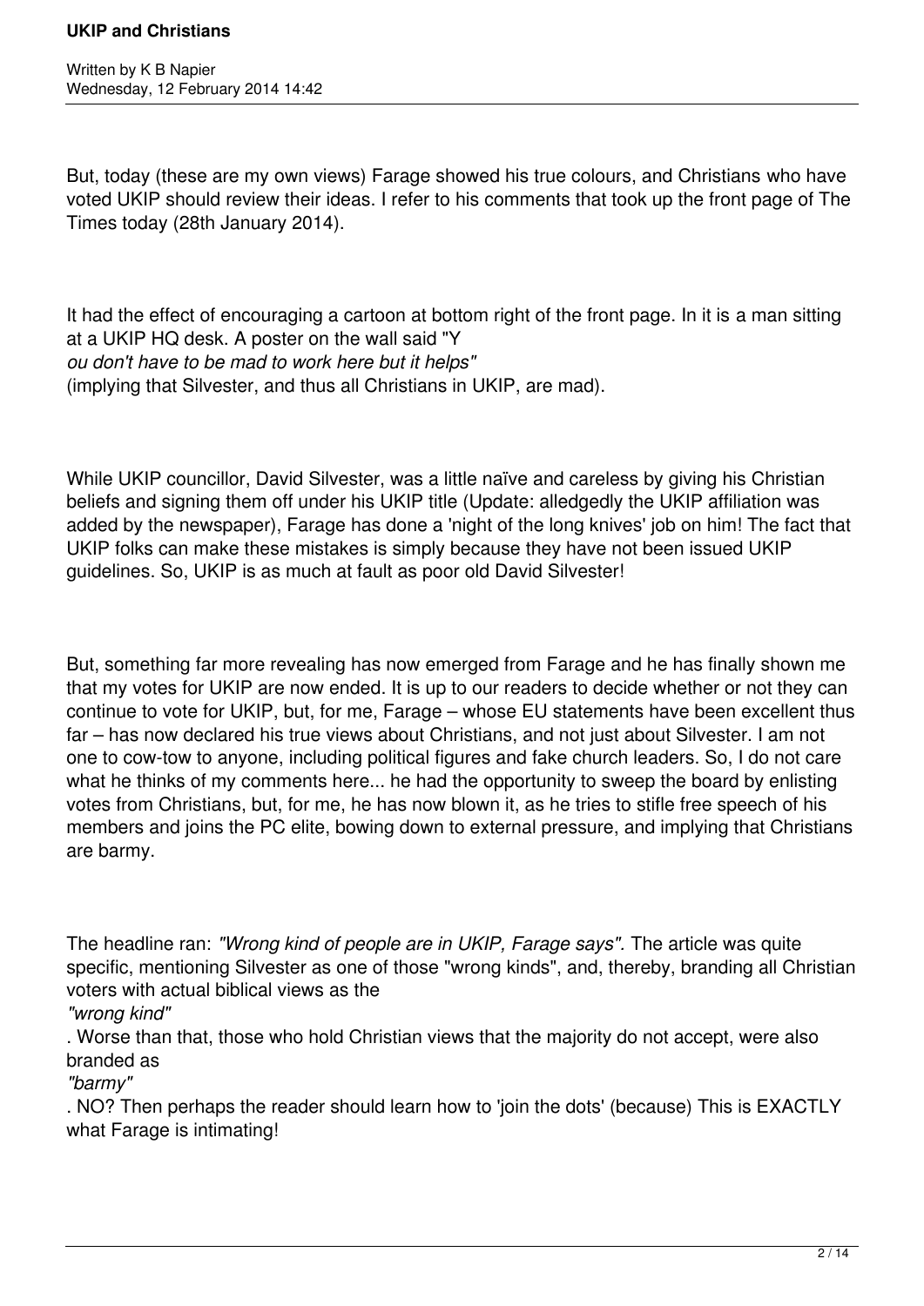But, today (these are my own views) Farage showed his true colours, and Christians who have voted UKIP should review their ideas. I refer to his comments that took up the front page of The Times today (28th January 2014).

It had the effect of encouraging a cartoon at bottom right of the front page. In it is a man sitting at a UKIP HQ desk. A poster on the wall said "Y *ou don't have to be mad to work here but it helps"* (implying that Silvester, and thus all Christians in UKIP, are mad).

While UKIP councillor, David Silvester, was a little naïve and careless by giving his Christian beliefs and signing them off under his UKIP title (Update: alledgedly the UKIP affiliation was added by the newspaper), Farage has done a 'night of the long knives' job on him! The fact that UKIP folks can make these mistakes is simply because they have not been issued UKIP guidelines. So, UKIP is as much at fault as poor old David Silvester!

But, something far more revealing has now emerged from Farage and he has finally shown me that my votes for UKIP are now ended. It is up to our readers to decide whether or not they can continue to vote for UKIP, but, for me, Farage – whose EU statements have been excellent thus far – has now declared his true views about Christians, and not just about Silvester. I am not one to cow-tow to anyone, including political figures and fake church leaders. So, I do not care what he thinks of my comments here... he had the opportunity to sweep the board by enlisting votes from Christians, but, for me, he has now blown it, as he tries to stifle free speech of his members and joins the PC elite, bowing down to external pressure, and implying that Christians are barmy.

The headline ran: *"Wrong kind of people are in UKIP, Farage says".* The article was quite specific, mentioning Silvester as one of those "wrong kinds", and, thereby, branding all Christian voters with actual biblical views as the *"wrong kind"*. Worse than that, those who hold Christian views that the majority do not accept, were also branded as *"barmy"*. NO? Then perhaps the reader should learn how to 'join the dots' (because) This is EXACTLY what Farage is intimating!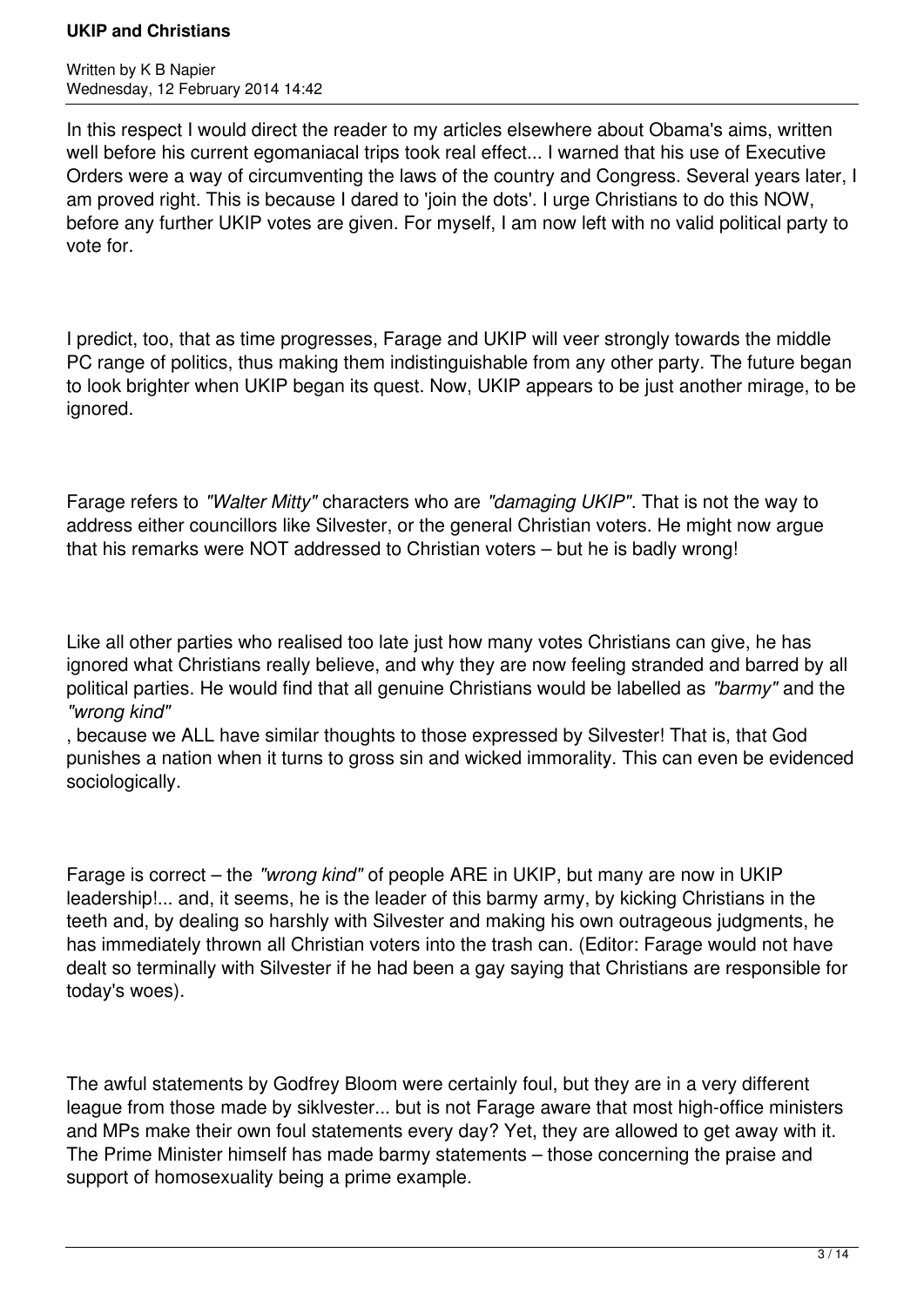In this respect I would direct the reader to my articles elsewhere about Obama's aims, written well before his current egomaniacal trips took real effect... I warned that his use of Executive Orders were a way of circumventing the laws of the country and Congress. Several years later, I am proved right. This is because I dared to 'join the dots'. I urge Christians to do this NOW, before any further UKIP votes are given. For myself, I am now left with no valid political party to vote for.

I predict, too, that as time progresses, Farage and UKIP will veer strongly towards the middle PC range of politics, thus making them indistinguishable from any other party. The future began to look brighter when UKIP began its quest. Now, UKIP appears to be just another mirage, to be ignored.

Farage refers to *"Walter Mitty"* characters who are *"damaging UKIP"*. That is not the way to address either councillors like Silvester, or the general Christian voters. He might now argue that his remarks were NOT addressed to Christian voters – but he is badly wrong!

Like all other parties who realised too late just how many votes Christians can give, he has ignored what Christians really believe, and why they are now feeling stranded and barred by all political parties. He would find that all genuine Christians would be labelled as *"barmy"* and the *"wrong kind"*, because we ALL have similar thoughts to those expressed by Silvester! That is, that God punishes a nation when it turns to gross sin and wicked immorality. This can even be evidenced sociologically.

Farage is correct – the *"wrong kind"* of people ARE in UKIP, but many are now in UKIP leadership!... and, it seems, he is the leader of this barmy army, by kicking Christians in the teeth and, by dealing so harshly with Silvester and making his own outrageous judgments, he has immediately thrown all Christian voters into the trash can. (Editor: Farage would not have dealt so terminally with Silvester if he had been a gay saying that Christians are responsible for today's woes).

The awful statements by Godfrey Bloom were certainly foul, but they are in a very different league from those made by siklvester... but is not Farage aware that most high-office ministers and MPs make their own foul statements every day? Yet, they are allowed to get away with it. The Prime Minister himself has made barmy statements – those concerning the praise and support of homosexuality being a prime example.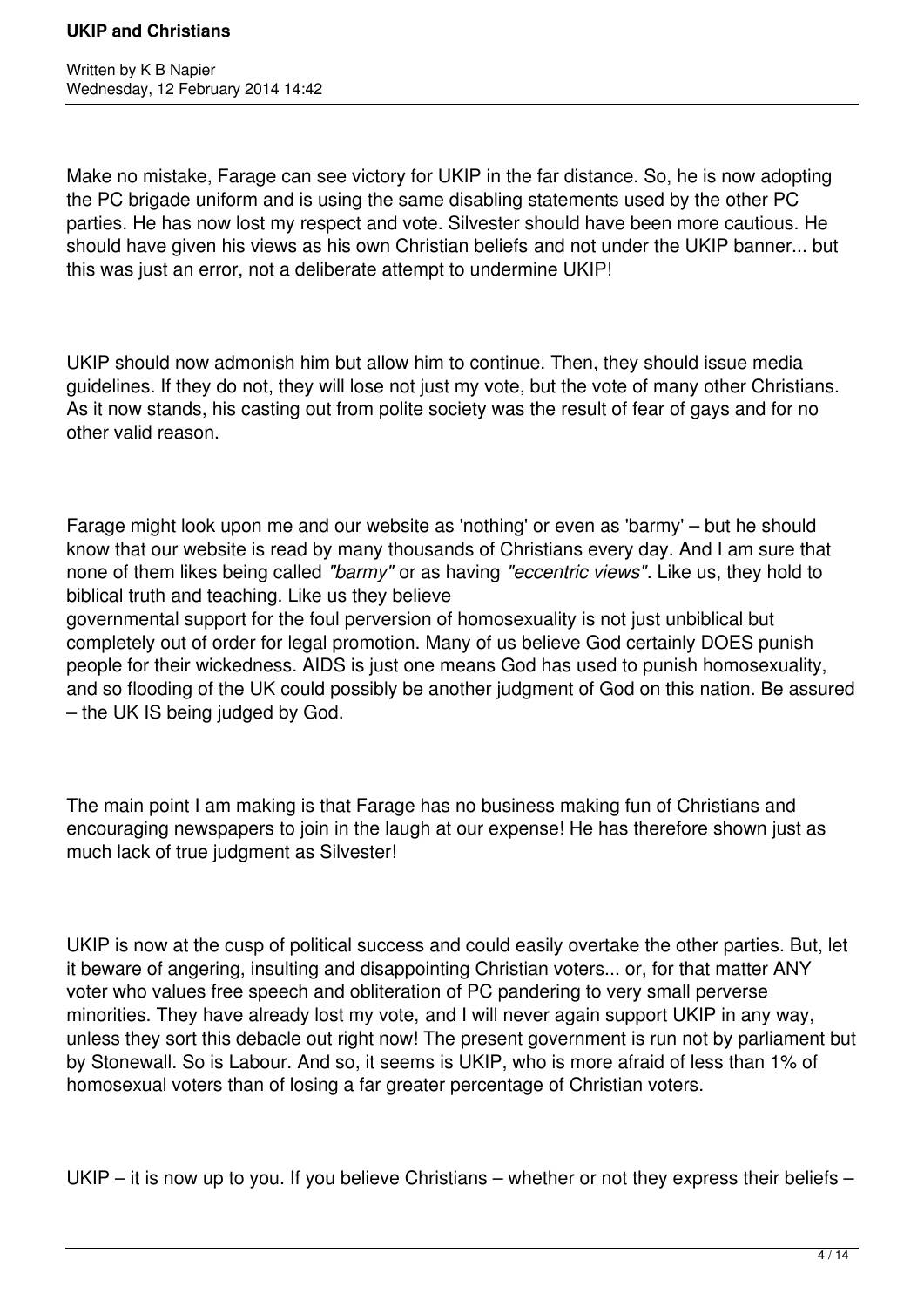Make no mistake, Farage can see victory for UKIP in the far distance. So, he is now adopting the PC brigade uniform and is using the same disabling statements used by the other PC parties. He has now lost my respect and vote. Silvester should have been more cautious. He should have given his views as his own Christian beliefs and not under the UKIP banner... but this was just an error, not a deliberate attempt to undermine UKIP!

UKIP should now admonish him but allow him to continue. Then, they should issue media guidelines. If they do not, they will lose not just my vote, but the vote of many other Christians. As it now stands, his casting out from polite society was the result of fear of gays and for no other valid reason.

Farage might look upon me and our website as 'nothing' or even as 'barmy' – but he should know that our website is read by many thousands of Christians every day. And I am sure that none of them likes being called *"barmy"* or as having *"eccentric views"*. Like us, they hold to biblical truth and teaching. Like us they believe governmental support for the foul perversion of homosexuality is not just unbiblical but completely out of order for legal promotion. Many of us believe God certainly DOES punish people for their wickedness. AIDS is just one means God has used to punish homosexuality, and so flooding of the UK could possibly be another judgment of God on this nation. Be assured – the UK IS being judged by God.

The main point I am making is that Farage has no business making fun of Christians and encouraging newspapers to join in the laugh at our expense! He has therefore shown just as much lack of true judgment as Silvester!

UKIP is now at the cusp of political success and could easily overtake the other parties. But, let it beware of angering, insulting and disappointing Christian voters... or, for that matter ANY voter who values free speech and obliteration of PC pandering to very small perverse minorities. They have already lost my vote, and I will never again support UKIP in any way, unless they sort this debacle out right now! The present government is run not by parliament but by Stonewall. So is Labour. And so, it seems is UKIP, who is more afraid of less than 1% of homosexual voters than of losing a far greater percentage of Christian voters.

UKIP – it is now up to you. If you believe Christians – whether or not they express their beliefs –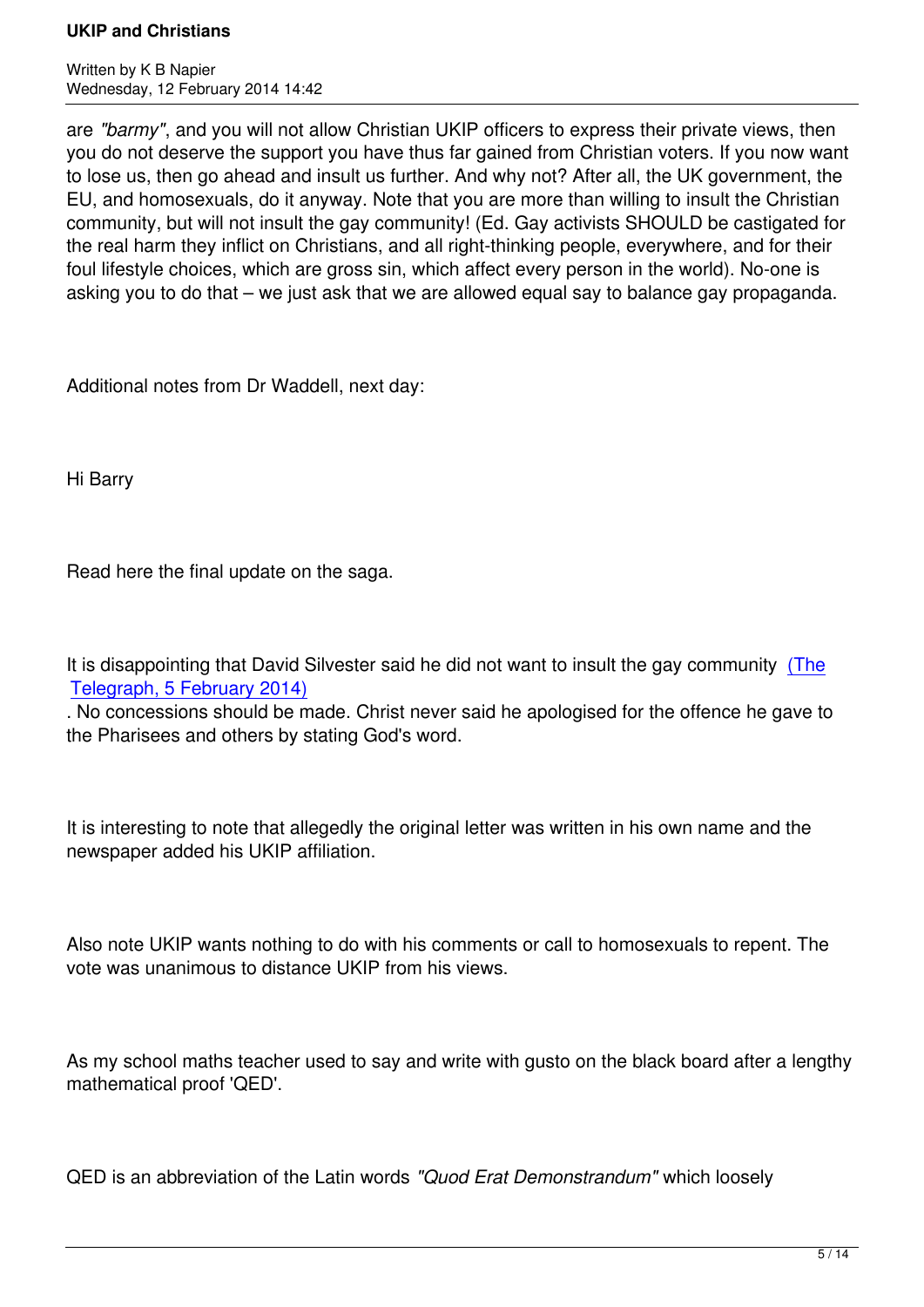are *"barmy"*, and you will not allow Christian UKIP officers to express their private views, then you do not deserve the support you have thus far gained from Christian voters. If you now want to lose us, then go ahead and insult us further. And why not? After all, the UK government, the EU, and homosexuals, do it anyway. Note that you are more than willing to insult the Christian community, but will not insult the gay community! (Ed. Gay activists SHOULD be castigated for the real harm they inflict on Christians, and all right-thinking people, everywhere, and for their foul lifestyle choices, which are gross sin, which affect every person in the world). No-one is asking you to do that – we just ask that we are allowed equal say to balance gay propaganda.

Additional notes from Dr Waddell, next day:

Hi Barry

Read here the final update on the saga.

It is disappointing that David Silvester said he did not want to insult the gay community (The Telegraph, 5 February 2014). No concessions should be made. Christ never said he apologised for the offence he gave to the Pharisees and others by stating God's word.

It is interesting to note that allegedly the original letter was written in his own name and the newspaper added his UKIP affiliation.

Also note UKIP wants nothing to do with his comments or call to homosexuals to repent. The vote was unanimous to distance UKIP from his views.

As my school maths teacher used to say and write with gusto on the black board after a lengthy mathematical proof 'QED'.

QED is an abbreviation of the Latin words *"Quod Erat Demonstrandum"* which loosely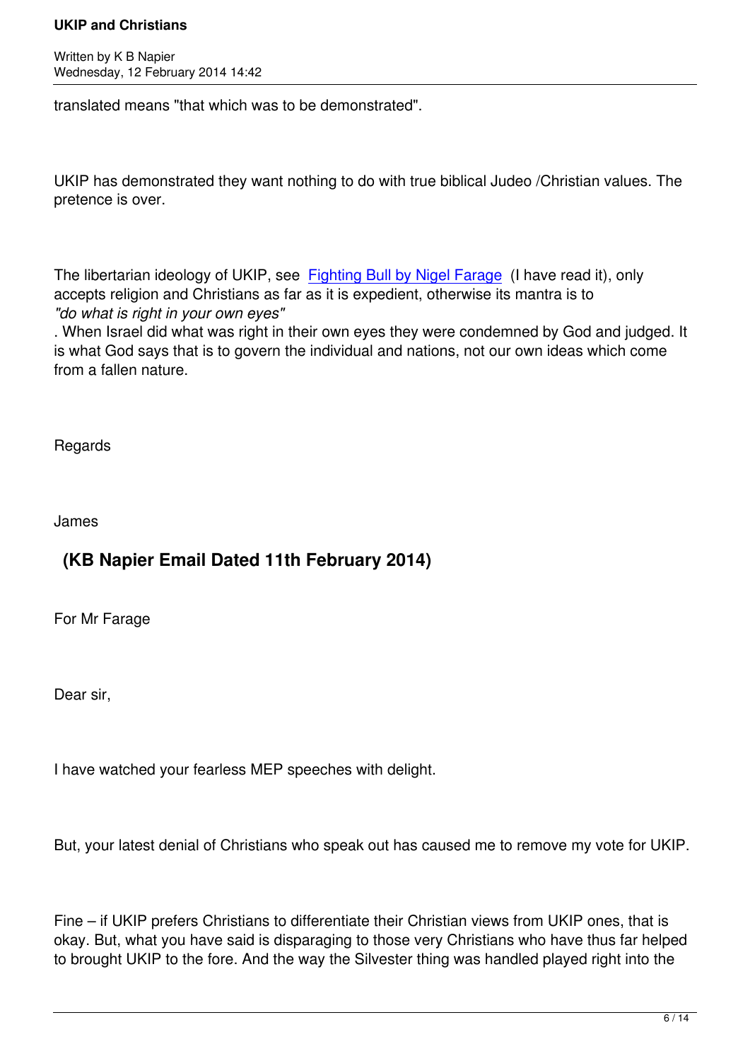translated means "that which was to be demonstrated".

UKIP has demonstrated they want nothing to do with true biblical Judeo /Christian values. The pretence is over.

The libertarian ideology of UKIP, see [Fighting Bull by Nigel Farage](#) (I have read it), only accepts religion and Christians as far as it is expedient, otherwise its mantra is to *"do what is right in your own eyes"*. When Israel did what was right in their own eyes they were condemned by God and judged. It is what God says that is to govern the individual and nations, not our own ideas which come from a fallen nature.

Regards

James

## (KB Napier Email Dated 11th February 2014)

For Mr Farage

Dear sir,

I have watched your fearless MEP speeches with delight.

But, your latest denial of Christians who speak out has caused me to remove my vote for UKIP.

Fine – if UKIP prefers Christians to differentiate their Christian views from UKIP ones, that is okay. But, what you have said is disparaging to those very Christians who have thus far helped to brought UKIP to the fore. And the way the Silvester thing was handled played right into the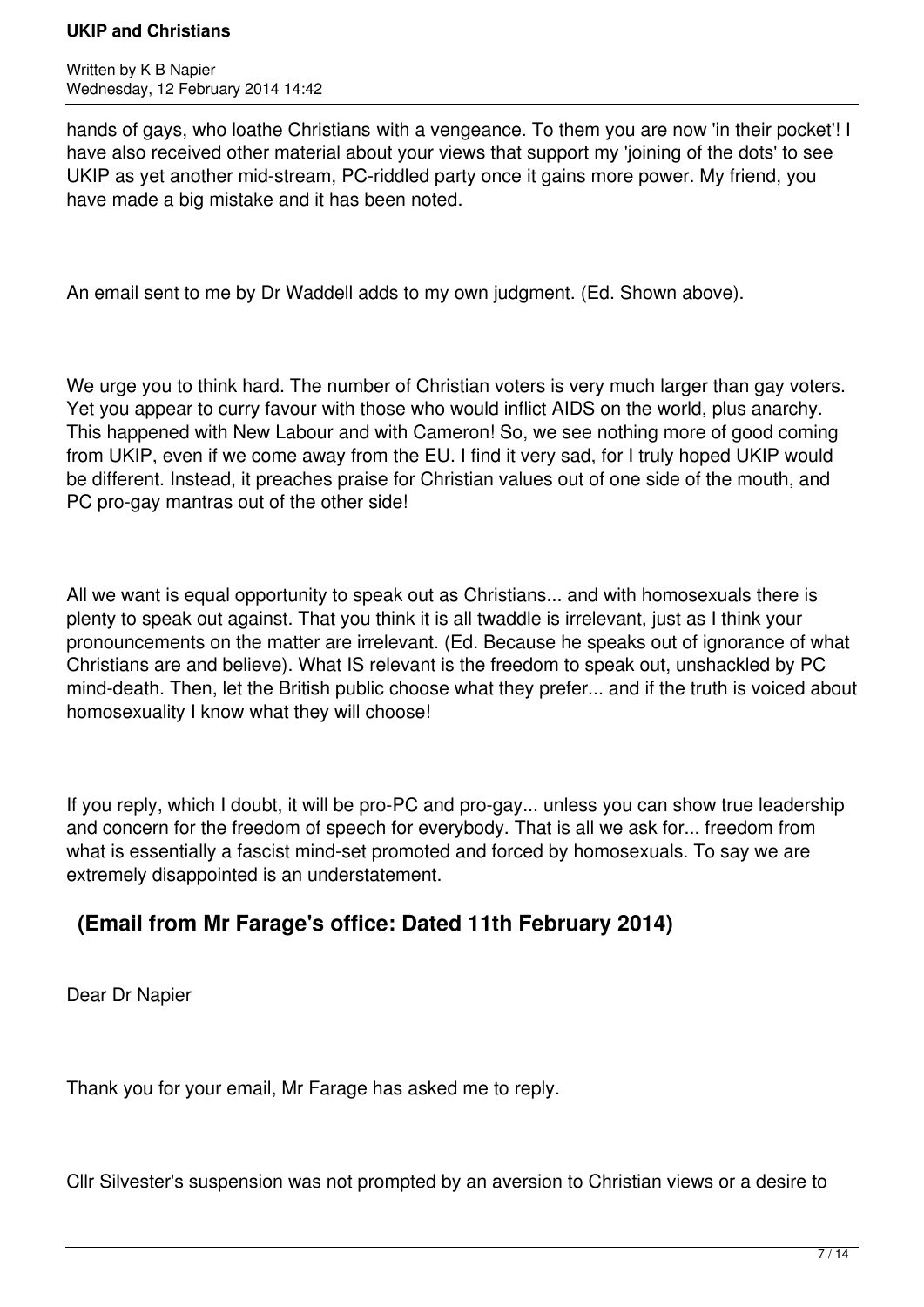hands of gays, who loathe Christians with a vengeance. To them you are now 'in their pocket'! I have also received other material about your views that support my 'joining of the dots' to see UKIP as yet another mid-stream, PC-riddled party once it gains more power. My friend, you have made a big mistake and it has been noted.

An email sent to me by Dr Waddell adds to my own judgment. (Ed. Shown above).

We urge you to think hard. The number of Christian voters is very much larger than gay voters. Yet you appear to curry favour with those who would inflict AIDS on the world, plus anarchy. This happened with New Labour and with Cameron! So, we see nothing more of good coming from UKIP, even if we come away from the EU. I find it very sad, for I truly hoped UKIP would be different. Instead, it preaches praise for Christian values out of one side of the mouth, and PC pro-gay mantras out of the other side!

All we want is equal opportunity to speak out as Christians... and with homosexuals there is plenty to speak out against. That you think it is all twaddle is irrelevant, just as I think your pronouncements on the matter are irrelevant. (Ed. Because he speaks out of ignorance of what Christians are and believe). What IS relevant is the freedom to speak out, unshackled by PC mind-death. Then, let the British public choose what they prefer... and if the truth is voiced about homosexuality I know what they will choose!

If you reply, which I doubt, it will be pro-PC and pro-gay... unless you can show true leadership and concern for the freedom of speech for everybody. That is all we ask for... freedom from what is essentially a fascist mind-set promoted and forced by homosexuals. To say we are extremely disappointed is an understatement.

## (Email from Mr Farage's office: Dated 11th February 2014)

Dear Dr Napier

Thank you for your email, Mr Farage has asked me to reply.

Cllr Silvester's suspension was not prompted by an aversion to Christian views or a desire to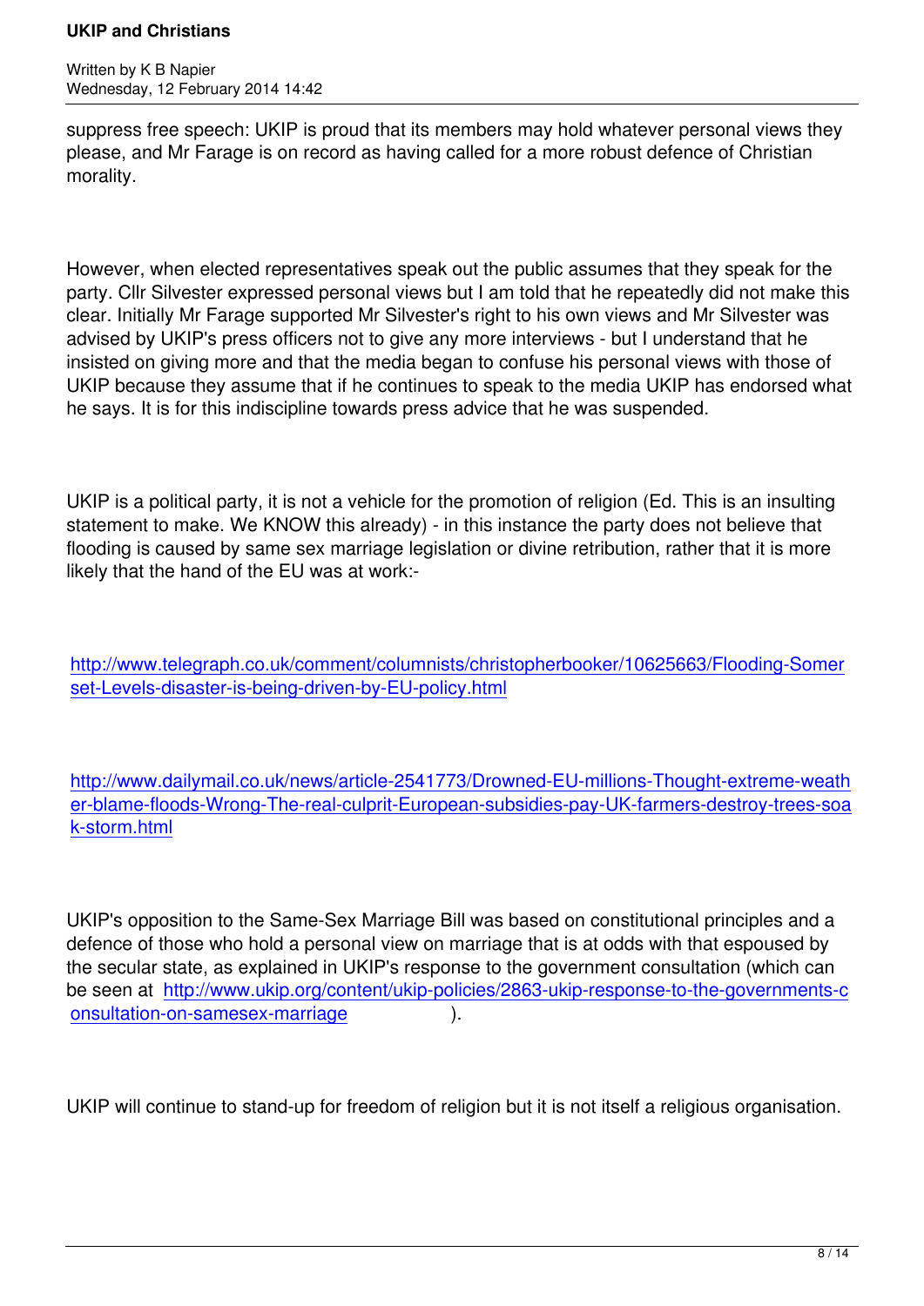suppress free speech: UKIP is proud that its members may hold whatever personal views they please, and Mr Farage is on record as having called for a more robust defence of Christian morality.

However, when elected representatives speak out the public assumes that they speak for the party. Cllr Silvester expressed personal views but I am told that he repeatedly did not make this clear. Initially Mr Farage supported Mr Silvester's right to his own views and Mr Silvester was advised by UKIP's press officers not to give any more interviews - but I understand that he insisted on giving more and that the media began to confuse his personal views with those of UKIP because they assume that if he continues to speak to the media UKIP has endorsed what he says. It is for this indiscipline towards press advice that he was suspended.

UKIP is a political party, it is not a vehicle for the promotion of religion (Ed. This is an insulting statement to make. We KNOW this already) - in this instance the party does not believe that flooding is caused by same sex marriage legislation or divine retribution, rather that it is more likely that the hand of the EU was at work:-

http://www.telegraph.co.uk/comment/columnists/christopherbooker/10625663/Flooding-Somerset-Levels-disaster-is-being-driven-by-EU-policy.html

http://www.dailymail.co.uk/news/article-2541773/Drowned-EU-millions-Thought-extreme-weather-blame-floods-Wrong-The-real-culprit-European-subsidies-pay-UK-farmers-destroy-trees-soak-storm.html

UKIP's opposition to the Same-Sex Marriage Bill was based on constitutional principles and a defence of those who hold a personal view on marriage that is at odds with that espoused by the secular state, as explained in UKIP's response to the government consultation (which can be seen at http://www.ukip.org/content/ukip-policies/2863-ukip-response-to-the-governments-consultation-on-samesex-marriage ).

UKIP will continue to stand-up for freedom of religion but it is not itself a religious organisation.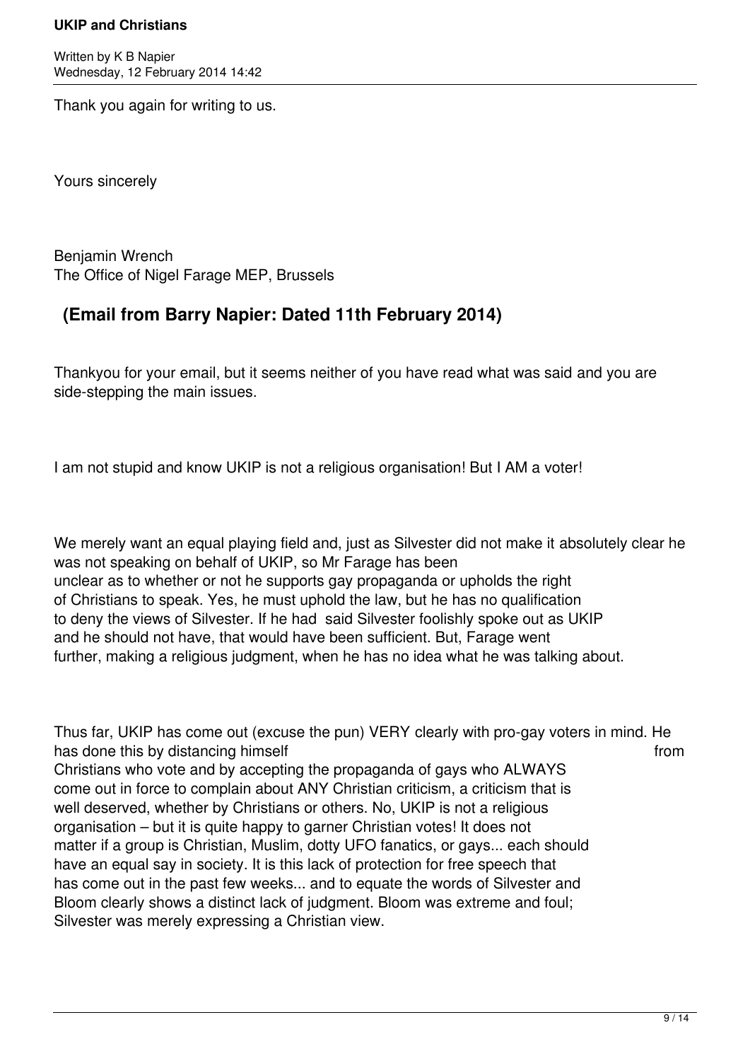Thank you again for writing to us.

Yours sincerely

Benjamin Wrench
The Office of Nigel Farage MEP, Brussels

## (Email from Barry Napier: Dated 11th February 2014)

Thankyou for your email, but it seems neither of you have read what was said and you are side-stepping the main issues.

I am not stupid and know UKIP is not a religious organisation! But I AM a voter!

We merely want an equal playing field and, just as Silvester did not make it absolutely clear he was not speaking on behalf of UKIP, so Mr Farage has been unclear as to whether or not he supports gay propaganda or upholds the right of Christians to speak. Yes, he must uphold the law, but he has no qualification to deny the views of Silvester. If he had said Silvester foolishly spoke out as UKIP and he should not have, that would have been sufficient. But, Farage went further, making a religious judgment, when he has no idea what he was talking about.

Thus far, UKIP has come out (excuse the pun) VERY clearly with pro-gay voters in mind. He has done this by distancing himself from Christians who vote and by accepting the propaganda of gays who ALWAYS come out in force to complain about ANY Christian criticism, a criticism that is well deserved, whether by Christians or others. No, UKIP is not a religious organisation – but it is quite happy to garner Christian votes! It does not matter if a group is Christian, Muslim, dotty UFO fanatics, or gays... each should have an equal say in society. It is this lack of protection for free speech that has come out in the past few weeks... and to equate the words of Silvester and Bloom clearly shows a distinct lack of judgment. Bloom was extreme and foul; Silvester was merely expressing a Christian view.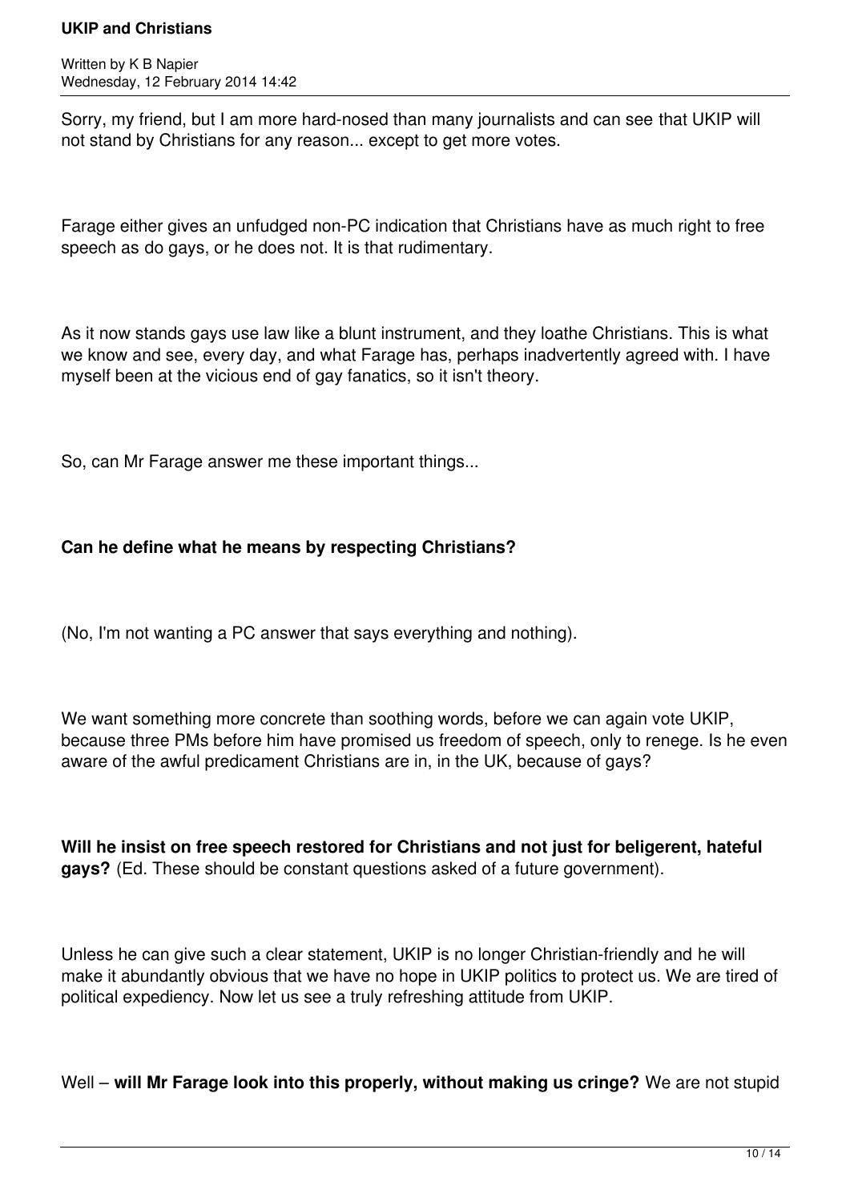Sorry, my friend, but I am more hard-nosed than many journalists and can see that UKIP will not stand by Christians for any reason... except to get more votes.

Farage either gives an unfudged non-PC indication that Christians have as much right to free speech as do gays, or he does not. It is that rudimentary.

As it now stands gays use law like a blunt instrument, and they loathe Christians. This is what we know and see, every day, and what Farage has, perhaps inadvertently agreed with. I have myself been at the vicious end of gay fanatics, so it isn't theory.

So, can Mr Farage answer me these important things...

**Can he define what he means by respecting Christians?**

(No, I'm not wanting a PC answer that says everything and nothing).

We want something more concrete than soothing words, before we can again vote UKIP, because three PMs before him have promised us freedom of speech, only to renege. Is he even aware of the awful predicament Christians are in, in the UK, because of gays?

**Will he insist on free speech restored for Christians and not just for beligerent, hateful gays?** (Ed. These should be constant questions asked of a future government).

Unless he can give such a clear statement, UKIP is no longer Christian-friendly and he will make it abundantly obvious that we have no hope in UKIP politics to protect us. We are tired of political expediency. Now let us see a truly refreshing attitude from UKIP.

Well – **will Mr Farage look into this properly, without making us cringe?** We are not stupid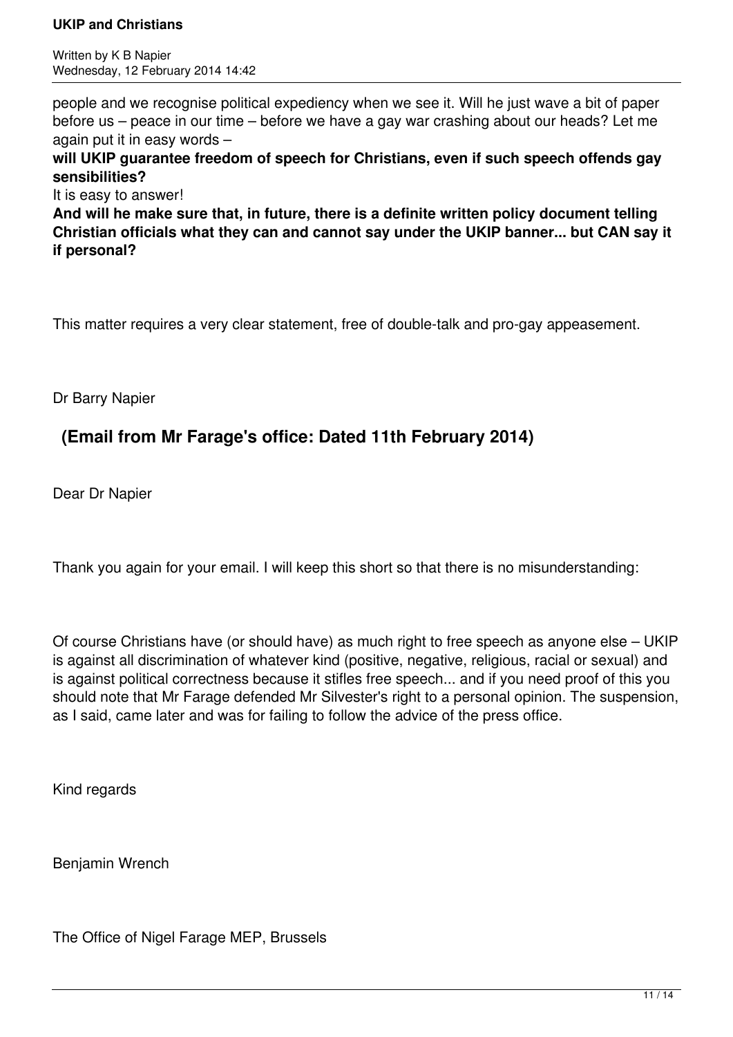people and we recognise political expediency when we see it. Will he just wave a bit of paper before us – peace in our time – before we have a gay war crashing about our heads? Let me again put it in easy words –

**will UKIP guarantee freedom of speech for Christians, even if such speech offends gay sensibilities?**

It is easy to answer!

**And will he make sure that, in future, there is a definite written policy document telling Christian officials what they can and cannot say under the UKIP banner... but CAN say it if personal?**

This matter requires a very clear statement, free of double-talk and pro-gay appeasement.

Dr Barry Napier

## (Email from Mr Farage's office: Dated 11th February 2014)

Dear Dr Napier

Thank you again for your email. I will keep this short so that there is no misunderstanding:

Of course Christians have (or should have) as much right to free speech as anyone else – UKIP is against all discrimination of whatever kind (positive, negative, religious, racial or sexual) and is against political correctness because it stifles free speech... and if you need proof of this you should note that Mr Farage defended Mr Silvester's right to a personal opinion. The suspension, as I said, came later and was for failing to follow the advice of the press office.

Kind regards

Benjamin Wrench

The Office of Nigel Farage MEP, Brussels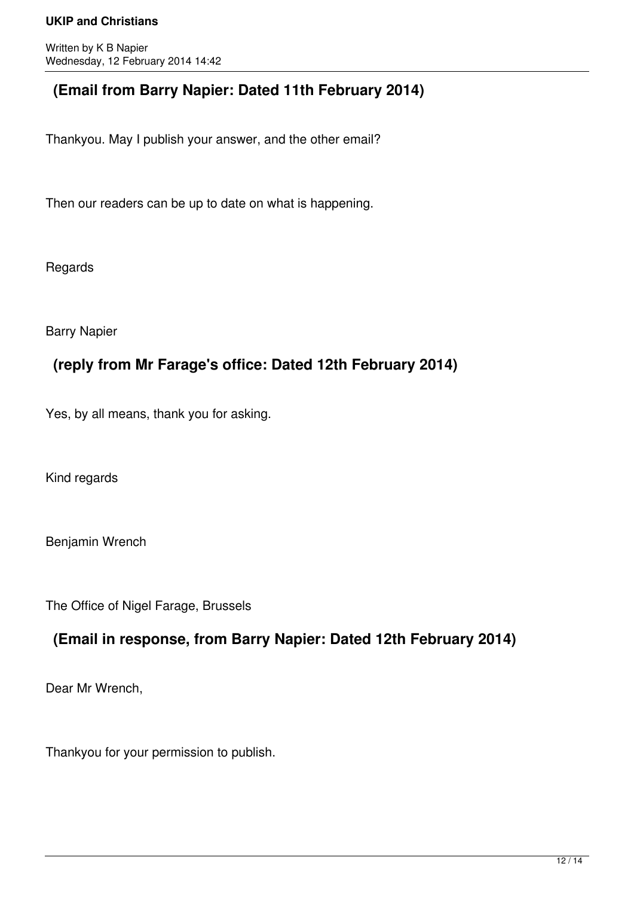## (Email from Barry Napier: Dated 11th February 2014)

Thankyou. May I publish your answer, and the other email?

Then our readers can be up to date on what is happening.

Regards

Barry Napier

## (reply from Mr Farage's office: Dated 12th February 2014)

Yes, by all means, thank you for asking.

Kind regards

Benjamin Wrench

The Office of Nigel Farage, Brussels

## (Email in response, from Barry Napier: Dated 12th February 2014)

Dear Mr Wrench,

Thankyou for your permission to publish.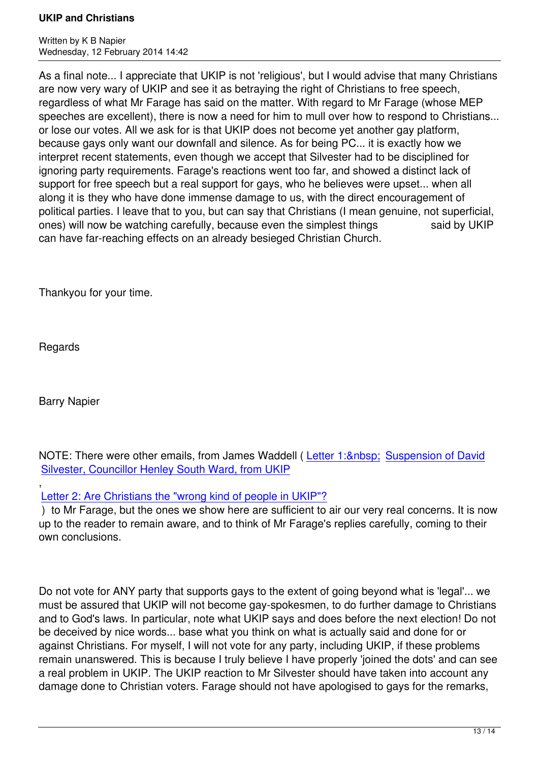As a final note... I appreciate that UKIP is not 'religious', but I would advise that many Christians are now very wary of UKIP and see it as betraying the right of Christians to free speech, regardless of what Mr Farage has said on the matter. With regard to Mr Farage (whose MEP speeches are excellent), there is now a need for him to mull over how to respond to Christians... or lose our votes. All we ask for is that UKIP does not become yet another gay platform, because gays only want our downfall and silence. As for being PC... it is exactly how we interpret recent statements, even though we accept that Silvester had to be disciplined for ignoring party requirements. Farage's reactions went too far, and showed a distinct lack of support for free speech but a real support for gays, who he believes were upset... when all along it is they who have done immense damage to us, with the direct encouragement of political parties. I leave that to you, but can say that Christians (I mean genuine, not superficial, ones) will now be watching carefully, because even the simplest things said by UKIP can have far-reaching effects on an already besieged Christian Church.

Thankyou for your time.

Regards

Barry Napier

NOTE: There were other emails, from James Waddell ( Letter 1:&nbsp; Suspension of David Silvester, Councillor Henley South Ward, from UKIP

,

Letter 2: Are Christians the "wrong kind of people in UKIP"?

) to Mr Farage, but the ones we show here are sufficient to air our very real concerns. It is now up to the reader to remain aware, and to think of Mr Farage's replies carefully, coming to their own conclusions.

Do not vote for ANY party that supports gays to the extent of going beyond what is 'legal'... we must be assured that UKIP will not become gay-spokesmen, to do further damage to Christians and to God's laws. In particular, note what UKIP says and does before the next election! Do not be deceived by nice words... base what you think on what is actually said and done for or against Christians. For myself, I will not vote for any party, including UKIP, if these problems remain unanswered. This is because I truly believe I have properly 'joined the dots' and can see a real problem in UKIP. The UKIP reaction to Mr Silvester should have taken into account any damage done to Christian voters. Farage should not have apologised to gays for the remarks,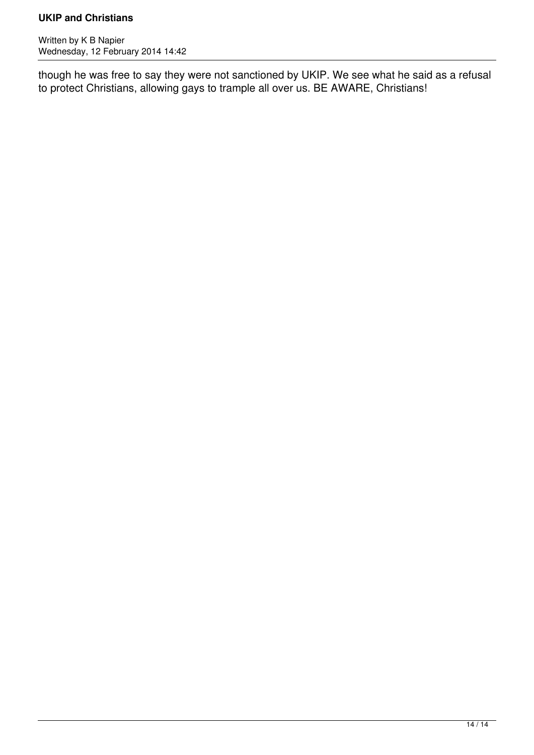though he was free to say they were not sanctioned by UKIP. We see what he said as a refusal to protect Christians, allowing gays to trample all over us. BE AWARE, Christians!